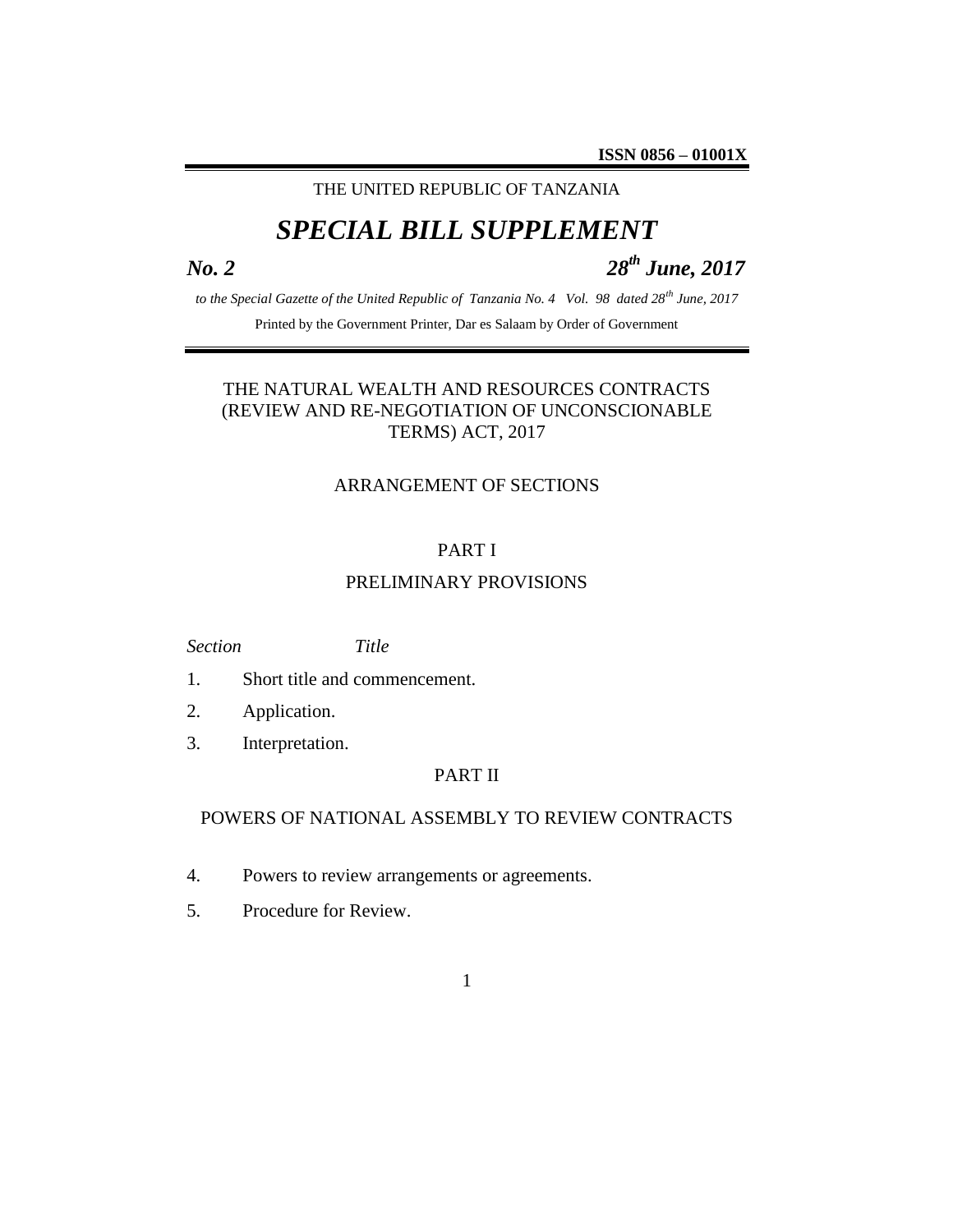**ISSN 0856 – 01001X**

THE UNITED REPUBLIC OF TANZANIA

# *SPECIAL BILL SUPPLEMENT*

***No. 2*** ***28th June, 2017***

*to the Special Gazette of the United Republic of Tanzania No. 4 Vol. 98 dated 28th June, 2017*

Printed by the Government Printer, Dar es Salaam by Order of Government

## THE NATURAL WEALTH AND RESOURCES CONTRACTS (REVIEW AND RE-NEGOTIATION OF UNCONSCIONABLE TERMS) ACT, 2017

### ARRANGEMENT OF SECTIONS

#### PART I

#### PRELIMINARY PROVISIONS

| *Section* | *Title* |
|---|---|
| 1. | Short title and commencement. |
| 2. | Application. |
| 3. | Interpretation. |

#### PART II

#### POWERS OF NATIONAL ASSEMBLY TO REVIEW CONTRACTS

| | |
|---|---|
| 4. | Powers to review arrangements or agreements. |
| 5. | Procedure for Review. |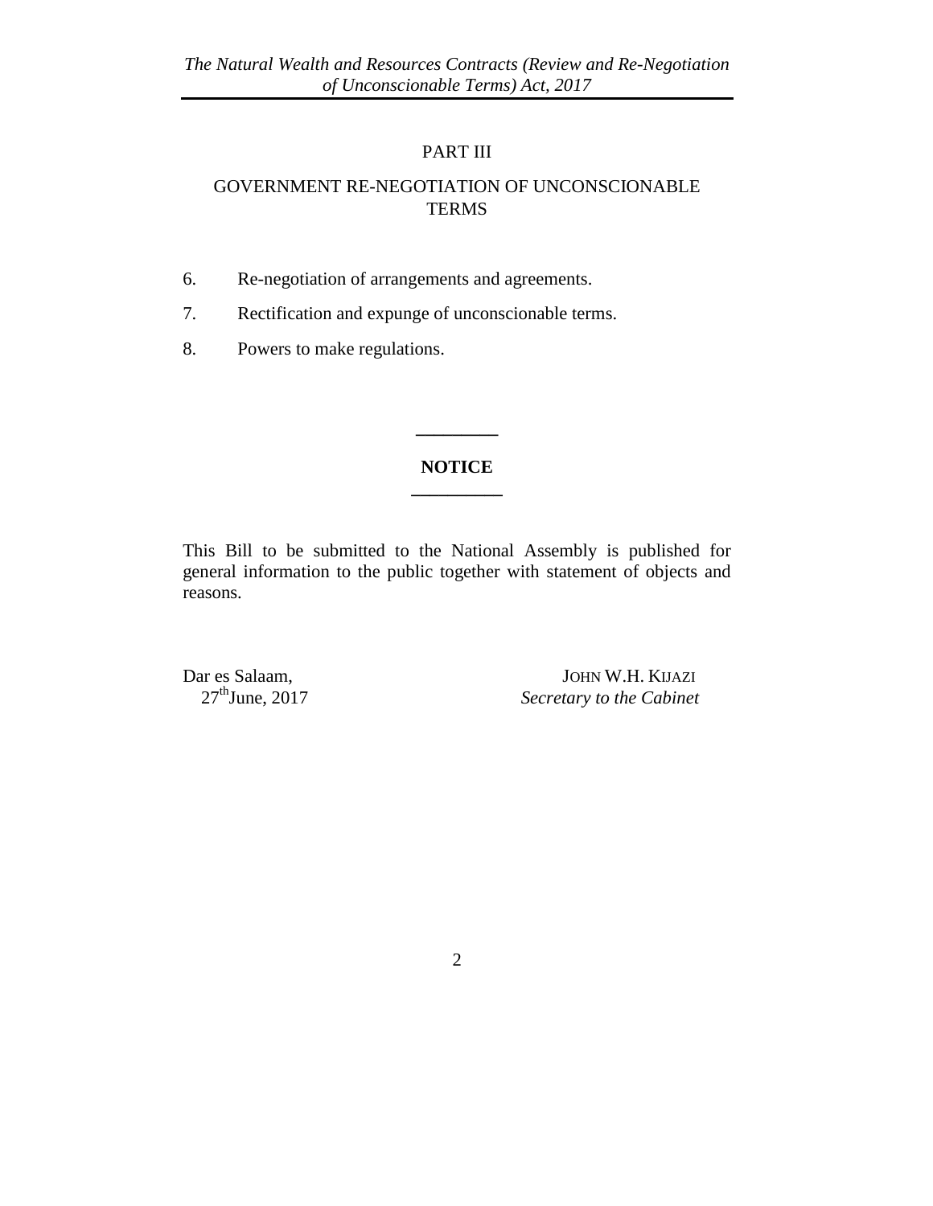## PART III

## GOVERNMENT RE-NEGOTIATION OF UNCONSCIONABLE TERMS

6. Re-negotiation of arrangements and agreements.
7. Rectification and expunge of unconscionable terms.
8. Powers to make regulations.

---

**NOTICE**

---

This Bill to be submitted to the National Assembly is published for general information to the public together with statement of objects and reasons.

Dar es Salaam,
27th June, 2017

JOHN W.H. KIJAZI
*Secretary to the Cabinet*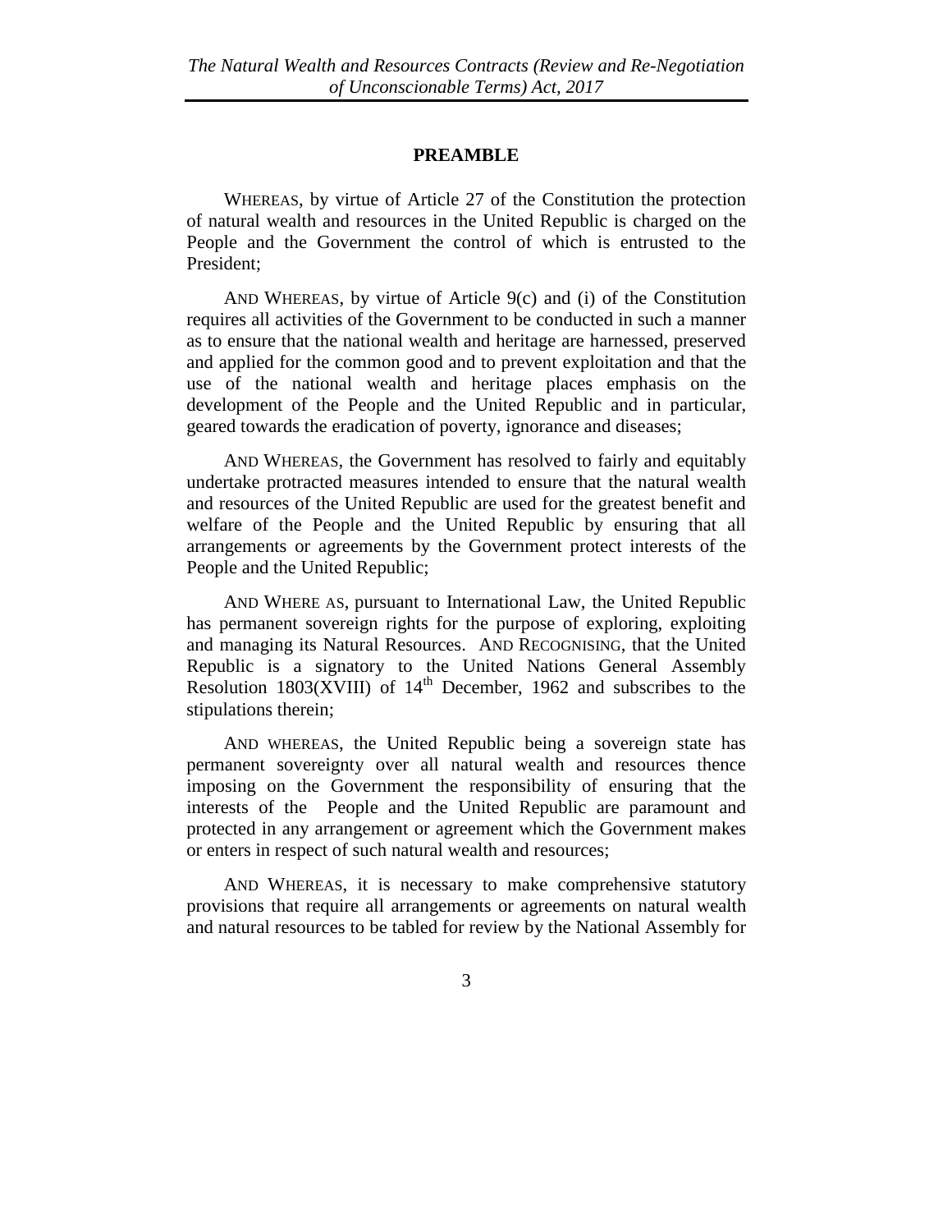## PREAMBLE

WHEREAS, by virtue of Article 27 of the Constitution the protection of natural wealth and resources in the United Republic is charged on the People and the Government the control of which is entrusted to the President;

AND WHEREAS, by virtue of Article 9(c) and (i) of the Constitution requires all activities of the Government to be conducted in such a manner as to ensure that the national wealth and heritage are harnessed, preserved and applied for the common good and to prevent exploitation and that the use of the national wealth and heritage places emphasis on the development of the People and the United Republic and in particular, geared towards the eradication of poverty, ignorance and diseases;

AND WHEREAS, the Government has resolved to fairly and equitably undertake protracted measures intended to ensure that the natural wealth and resources of the United Republic are used for the greatest benefit and welfare of the People and the United Republic by ensuring that all arrangements or agreements by the Government protect interests of the People and the United Republic;

AND WHERE AS, pursuant to International Law, the United Republic has permanent sovereign rights for the purpose of exploring, exploiting and managing its Natural Resources. AND RECOGNISING, that the United Republic is a signatory to the United Nations General Assembly Resolution 1803(XVIII) of 14th December, 1962 and subscribes to the stipulations therein;

AND WHEREAS, the United Republic being a sovereign state has permanent sovereignty over all natural wealth and resources thence imposing on the Government the responsibility of ensuring that the interests of the People and the United Republic are paramount and protected in any arrangement or agreement which the Government makes or enters in respect of such natural wealth and resources;

AND WHEREAS, it is necessary to make comprehensive statutory provisions that require all arrangements or agreements on natural wealth and natural resources to be tabled for review by the National Assembly for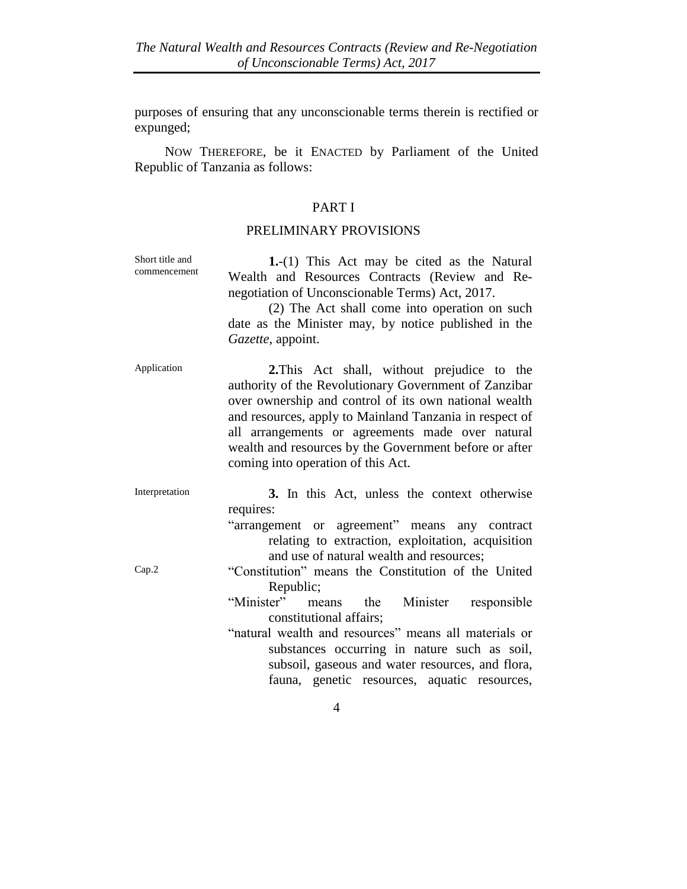purposes of ensuring that any unconscionable terms therein is rectified or expunged;

NOW THEREFORE, be it ENACTED by Parliament of the United Republic of Tanzania as follows:

## PART I

## PRELIMINARY PROVISIONS

Short title and commencement

**1.**-(1) This Act may be cited as the Natural Wealth and Resources Contracts (Review and Re-negotiation of Unconscionable Terms) Act, 2017.

(2) The Act shall come into operation on such date as the Minister may, by notice published in the *Gazette*, appoint.

Application

**2.**This Act shall, without prejudice to the authority of the Revolutionary Government of Zanzibar over ownership and control of its own national wealth and resources, apply to Mainland Tanzania in respect of all arrangements or agreements made over natural wealth and resources by the Government before or after coming into operation of this Act.

Interpretation

**3.** In this Act, unless the context otherwise requires:

"arrangement or agreement" means any contract relating to extraction, exploitation, acquisition and use of natural wealth and resources;

Cap.2

"Constitution" means the Constitution of the United Republic;

"Minister" means the Minister responsible constitutional affairs;

"natural wealth and resources" means all materials or substances occurring in nature such as soil, subsoil, gaseous and water resources, and flora, fauna, genetic resources, aquatic resources,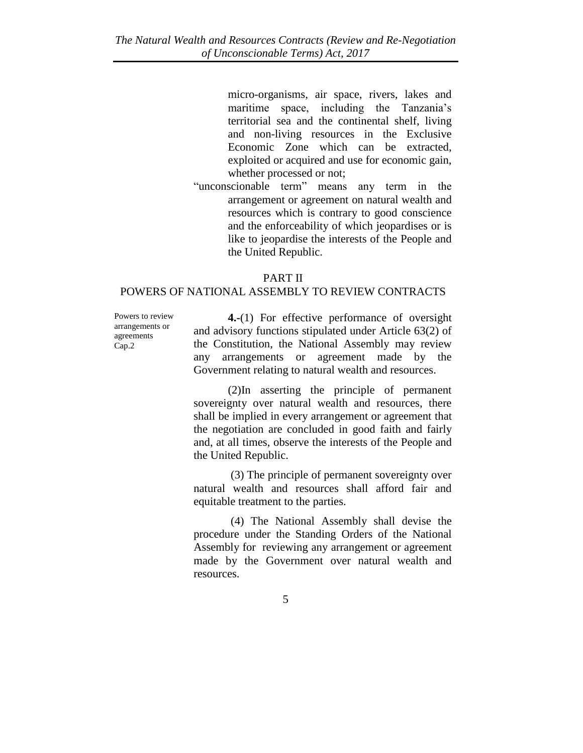micro-organisms, air space, rivers, lakes and maritime space, including the Tanzania's territorial sea and the continental shelf, living and non-living resources in the Exclusive Economic Zone which can be extracted, exploited or acquired and use for economic gain, whether processed or not;

"unconscionable term" means any term in the arrangement or agreement on natural wealth and resources which is contrary to good conscience and the enforceability of which jeopardises or is like to jeopardise the interests of the People and the United Republic.

## PART II
## POWERS OF NATIONAL ASSEMBLY TO REVIEW CONTRACTS

Powers to review arrangements or agreements
Cap.2

**4.**-(1) For effective performance of oversight and advisory functions stipulated under Article 63(2) of the Constitution, the National Assembly may review any arrangements or agreement made by the Government relating to natural wealth and resources.

(2)In asserting the principle of permanent sovereignty over natural wealth and resources, there shall be implied in every arrangement or agreement that the negotiation are concluded in good faith and fairly and, at all times, observe the interests of the People and the United Republic.

(3) The principle of permanent sovereignty over natural wealth and resources shall afford fair and equitable treatment to the parties.

(4) The National Assembly shall devise the procedure under the Standing Orders of the National Assembly for reviewing any arrangement or agreement made by the Government over natural wealth and resources.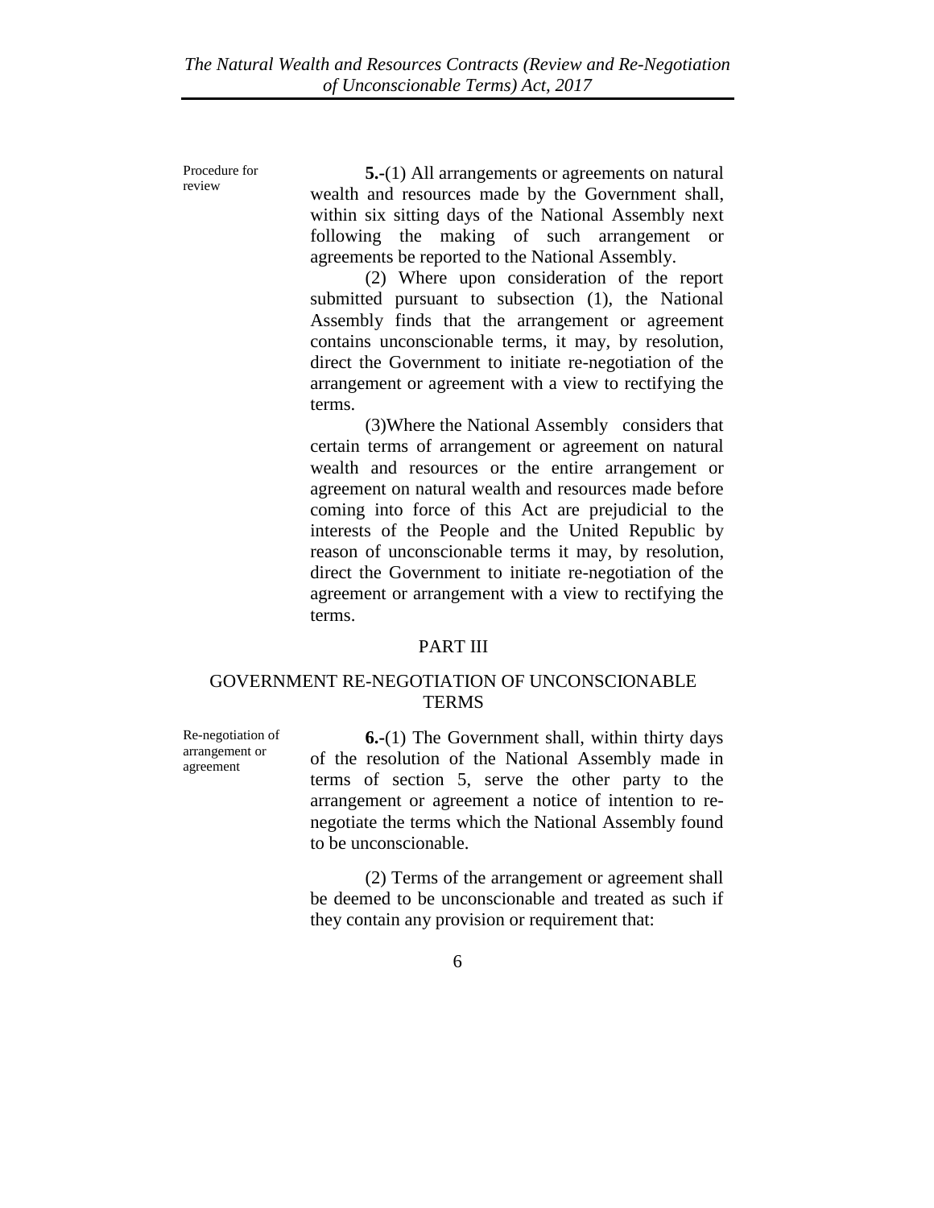Procedure for review

**5.**-(1) All arrangements or agreements on natural wealth and resources made by the Government shall, within six sitting days of the National Assembly next following the making of such arrangement or agreements be reported to the National Assembly.

(2) Where upon consideration of the report submitted pursuant to subsection (1), the National Assembly finds that the arrangement or agreement contains unconscionable terms, it may, by resolution, direct the Government to initiate re-negotiation of the arrangement or agreement with a view to rectifying the terms.

(3)Where the National Assembly considers that certain terms of arrangement or agreement on natural wealth and resources or the entire arrangement or agreement on natural wealth and resources made before coming into force of this Act are prejudicial to the interests of the People and the United Republic by reason of unconscionable terms it may, by resolution, direct the Government to initiate re-negotiation of the agreement or arrangement with a view to rectifying the terms.

## PART III

## GOVERNMENT RE-NEGOTIATION OF UNCONSCIONABLE TERMS

Re-negotiation of arrangement or agreement

**6.**-(1) The Government shall, within thirty days of the resolution of the National Assembly made in terms of section 5, serve the other party to the arrangement or agreement a notice of intention to re-negotiate the terms which the National Assembly found to be unconscionable.

(2) Terms of the arrangement or agreement shall be deemed to be unconscionable and treated as such if they contain any provision or requirement that: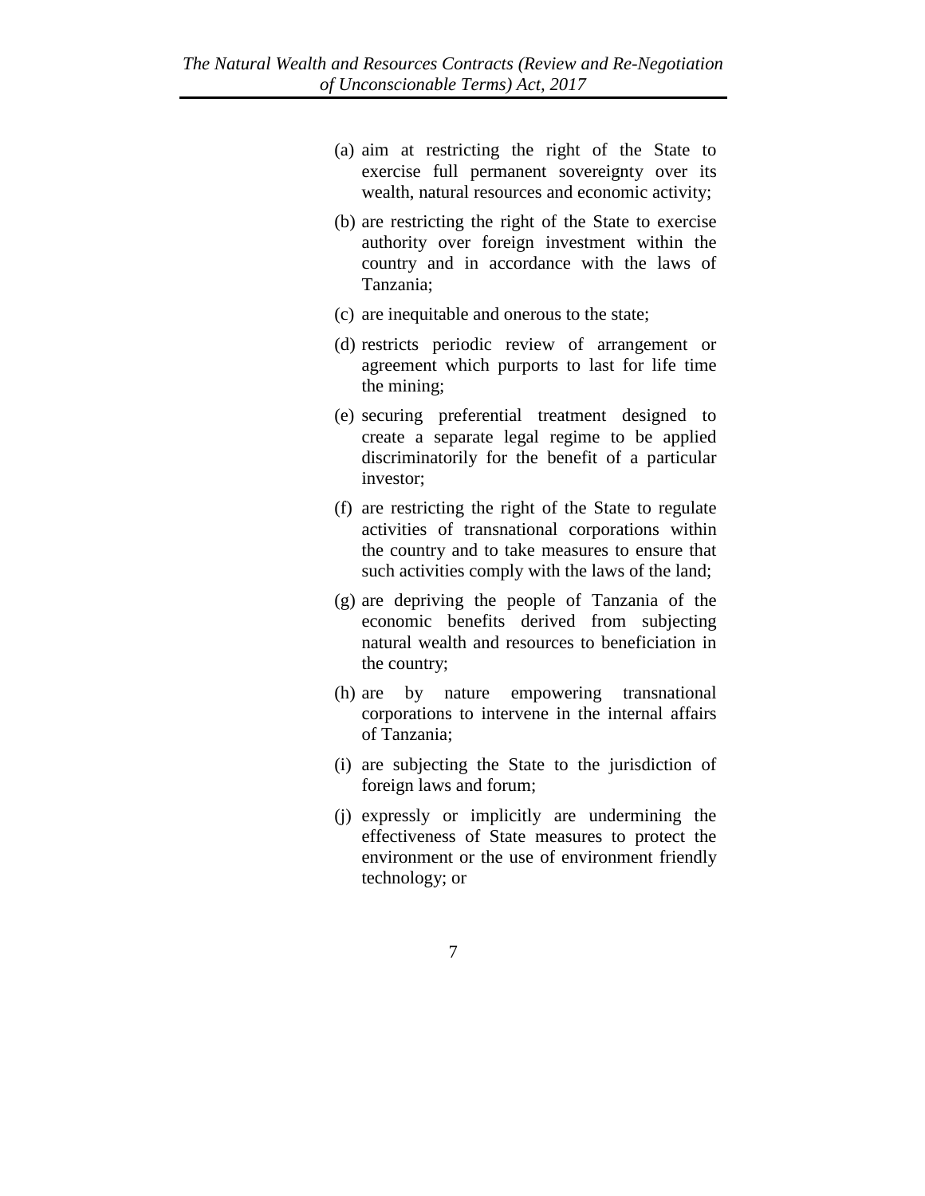(a) aim at restricting the right of the State to exercise full permanent sovereignty over its wealth, natural resources and economic activity;

(b) are restricting the right of the State to exercise authority over foreign investment within the country and in accordance with the laws of Tanzania;

(c) are inequitable and onerous to the state;

(d) restricts periodic review of arrangement or agreement which purports to last for life time the mining;

(e) securing preferential treatment designed to create a separate legal regime to be applied discriminatorily for the benefit of a particular investor;

(f) are restricting the right of the State to regulate activities of transnational corporations within the country and to take measures to ensure that such activities comply with the laws of the land;

(g) are depriving the people of Tanzania of the economic benefits derived from subjecting natural wealth and resources to beneficiation in the country;

(h) are by nature empowering transnational corporations to intervene in the internal affairs of Tanzania;

(i) are subjecting the State to the jurisdiction of foreign laws and forum;

(j) expressly or implicitly are undermining the effectiveness of State measures to protect the environment or the use of environment friendly technology; or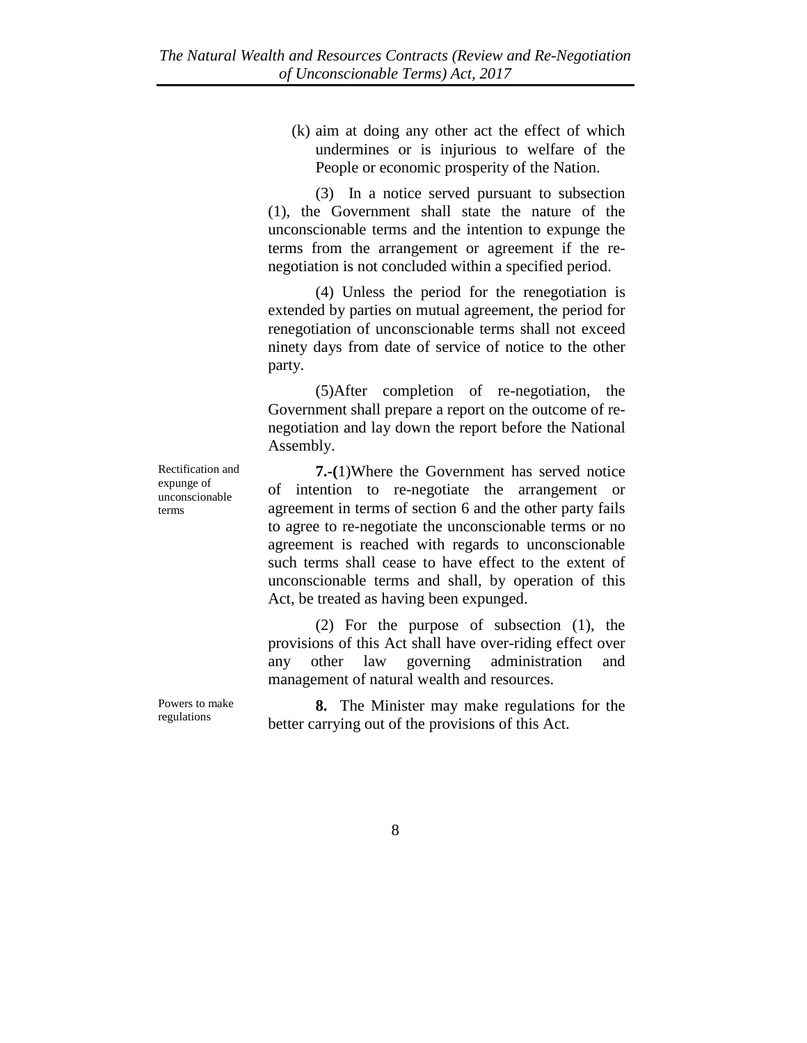(k) aim at doing any other act the effect of which undermines or is injurious to welfare of the People or economic prosperity of the Nation.

(3) In a notice served pursuant to subsection (1), the Government shall state the nature of the unconscionable terms and the intention to expunge the terms from the arrangement or agreement if the re-negotiation is not concluded within a specified period.

(4) Unless the period for the renegotiation is extended by parties on mutual agreement, the period for renegotiation of unconscionable terms shall not exceed ninety days from date of service of notice to the other party.

(5)After completion of re-negotiation, the Government shall prepare a report on the outcome of re-negotiation and lay down the report before the National Assembly.

Rectification and expunge of unconscionable terms

**7.-(**1)Where the Government has served notice of intention to re-negotiate the arrangement or agreement in terms of section 6 and the other party fails to agree to re-negotiate the unconscionable terms or no agreement is reached with regards to unconscionable such terms shall cease to have effect to the extent of unconscionable terms and shall, by operation of this Act, be treated as having been expunged.

(2) For the purpose of subsection (1), the provisions of this Act shall have over-riding effect over any other law governing administration and management of natural wealth and resources.

Powers to make regulations

**8.** The Minister may make regulations for the better carrying out of the provisions of this Act.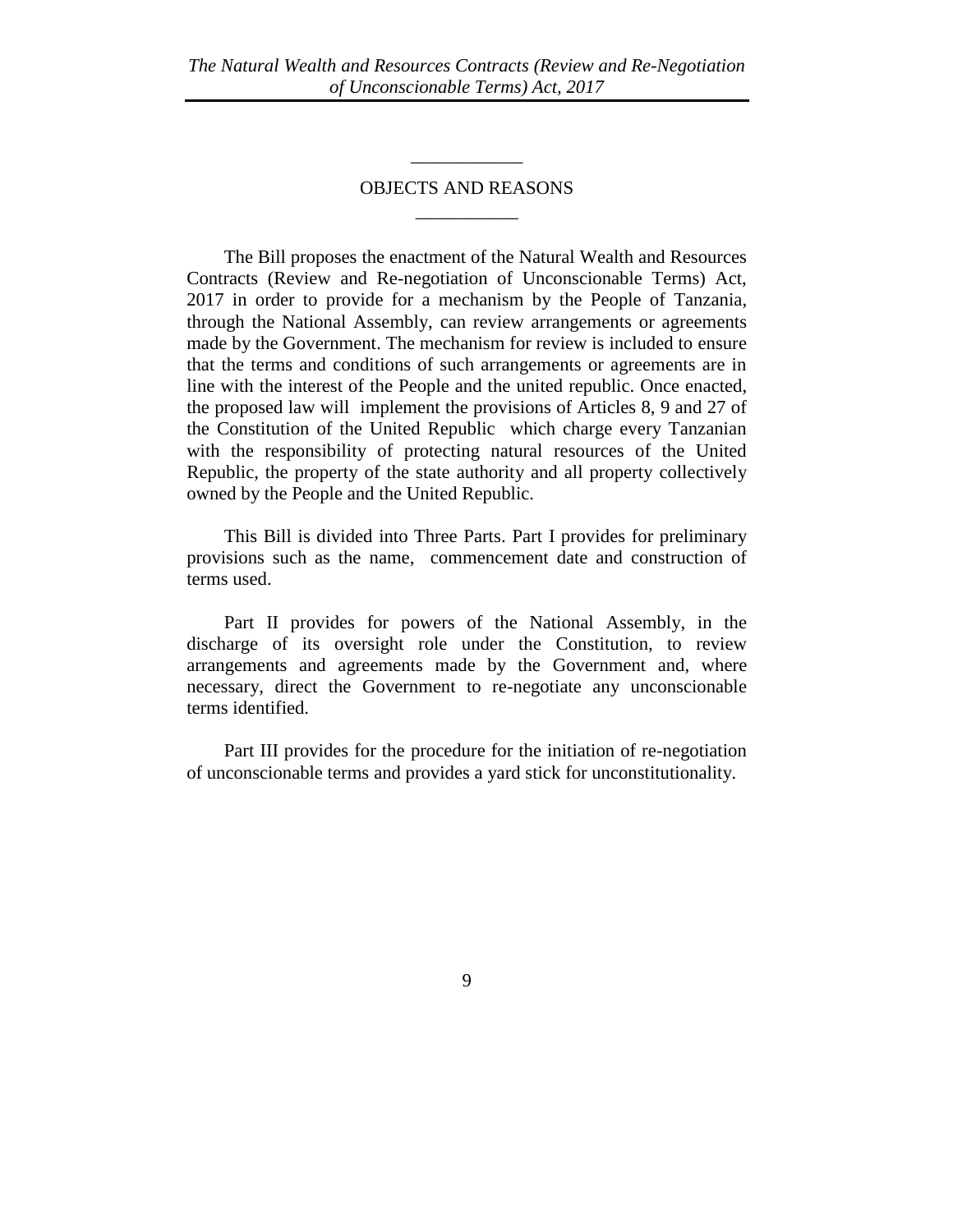## OBJECTS AND REASONS

The Bill proposes the enactment of the Natural Wealth and Resources Contracts (Review and Re-negotiation of Unconscionable Terms) Act, 2017 in order to provide for a mechanism by the People of Tanzania, through the National Assembly, can review arrangements or agreements made by the Government. The mechanism for review is included to ensure that the terms and conditions of such arrangements or agreements are in line with the interest of the People and the united republic. Once enacted, the proposed law will implement the provisions of Articles 8, 9 and 27 of the Constitution of the United Republic which charge every Tanzanian with the responsibility of protecting natural resources of the United Republic, the property of the state authority and all property collectively owned by the People and the United Republic.

This Bill is divided into Three Parts. Part I provides for preliminary provisions such as the name, commencement date and construction of terms used.

Part II provides for powers of the National Assembly, in the discharge of its oversight role under the Constitution, to review arrangements and agreements made by the Government and, where necessary, direct the Government to re-negotiate any unconscionable terms identified.

Part III provides for the procedure for the initiation of re-negotiation of unconscionable terms and provides a yard stick for unconstitutionality.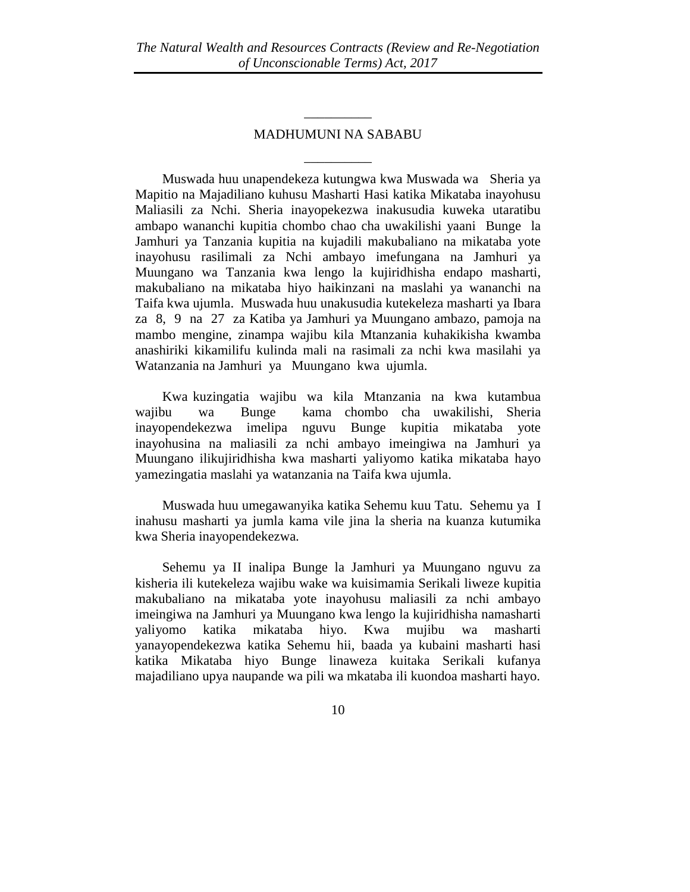## MADHUMUNI NA SABABU

Muswada huu unapendekeza kutungwa kwa Muswada wa Sheria ya Mapitio na Majadiliano kuhusu Masharti Hasi katika Mikataba inayohusu Maliasili za Nchi. Sheria inayopekezwa inakusudia kuweka utaratibu ambapo wananchi kupitia chombo chao cha uwakilishi yaani Bunge la Jamhuri ya Tanzania kupitia na kujadili makubaliano na mikataba yote inayohusu rasilimali za Nchi ambayo imefungana na Jamhuri ya Muungano wa Tanzania kwa lengo la kujiridhisha endapo masharti, makubaliano na mikataba hiyo haikinzani na maslahi ya wananchi na Taifa kwa ujumla. Muswada huu unakusudia kutekeleza masharti ya Ibara za 8, 9 na 27 za Katiba ya Jamhuri ya Muungano ambazo, pamoja na mambo mengine, zinampa wajibu kila Mtanzania kuhakikisha kwamba anashiriki kikamilifu kulinda mali na rasimali za nchi kwa masilahi ya Watanzania na Jamhuri ya Muungano kwa ujumla.

Kwa kuzingatia wajibu wa kila Mtanzania na kwa kutambua wajibu wa Bunge kama chombo cha uwakilishi, Sheria inayopendekezwa imelipa nguvu Bunge kupitia mikataba yote inayohusina na maliasili za nchi ambayo imeingiwa na Jamhuri ya Muungano ilikujiridhisha kwa masharti yaliyomo katika mikataba hayo yamezingatia maslahi ya watanzania na Taifa kwa ujumla.

Muswada huu umegawanyika katika Sehemu kuu Tatu. Sehemu ya I inahusu masharti ya jumla kama vile jina la sheria na kuanza kutumika kwa Sheria inayopendekezwa.

Sehemu ya II inalipa Bunge la Jamhuri ya Muungano nguvu za kisheria ili kutekeleza wajibu wake wa kuisimamia Serikali liweze kupitia makubaliano na mikataba yote inayohusu maliasili za nchi ambayo imeingiwa na Jamhuri ya Muungano kwa lengo la kujiridhisha namasharti yaliyomo katika mikataba hiyo. Kwa mujibu wa masharti yanayopendekezwa katika Sehemu hii, baada ya kubaini masharti hasi katika Mikataba hiyo Bunge linaweza kuitaka Serikali kufanya majadiliano upya naupande wa pili wa mkataba ili kuondoa masharti hayo.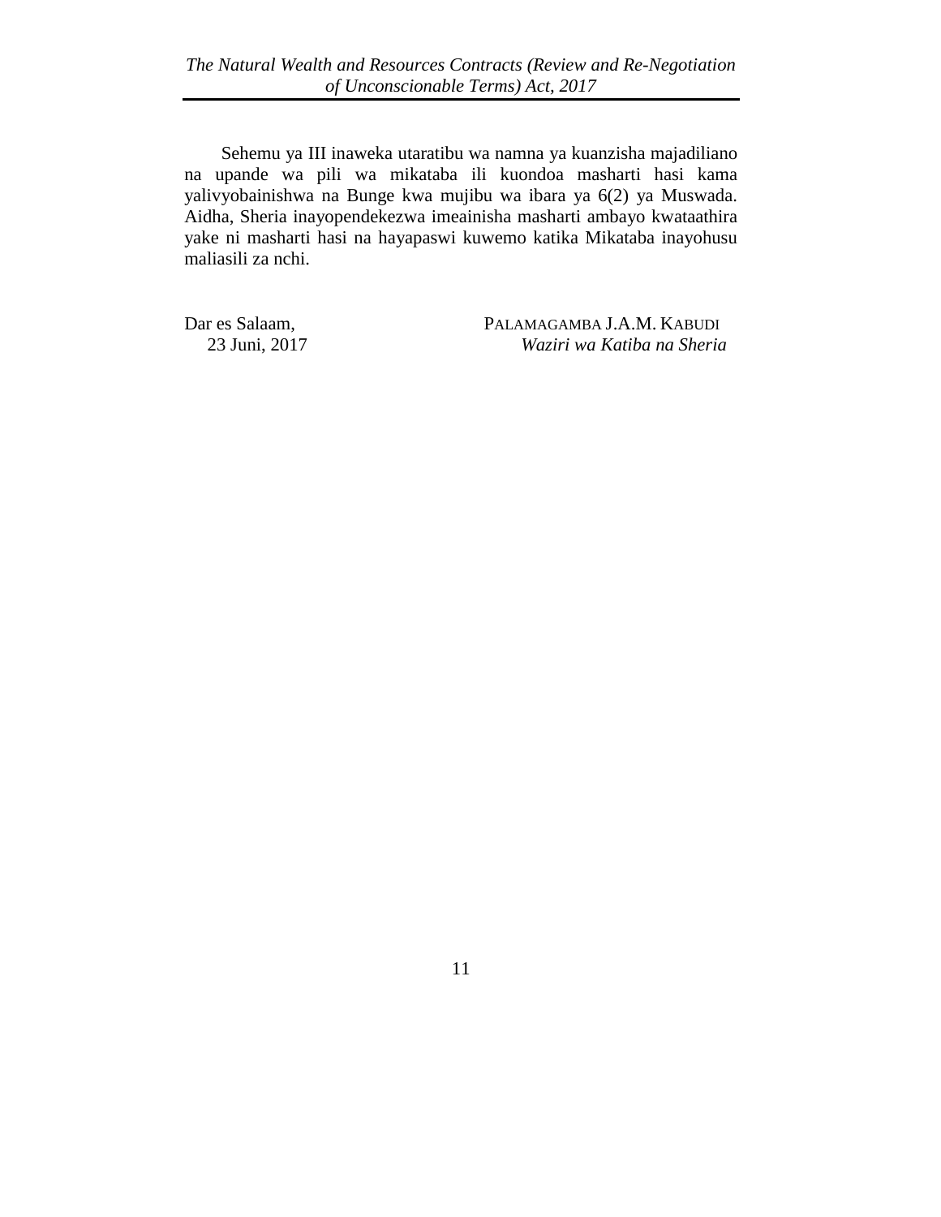Sehemu ya III inaweka utaratibu wa namna ya kuanzisha majadiliano na upande wa pili wa mikataba ili kuondoa masharti hasi kama yalivyobainishwa na Bunge kwa mujibu wa ibara ya 6(2) ya Muswada. Aidha, Sheria inayopendekezwa imeainisha masharti ambayo kwataathira yake ni masharti hasi na hayapaswi kuwemo katika Mikataba inayohusu maliasili za nchi.

Dar es Salaam,
23 Juni, 2017

PALAMAGAMBA J.A.M. KABUDI
*Waziri wa Katiba na Sheria*